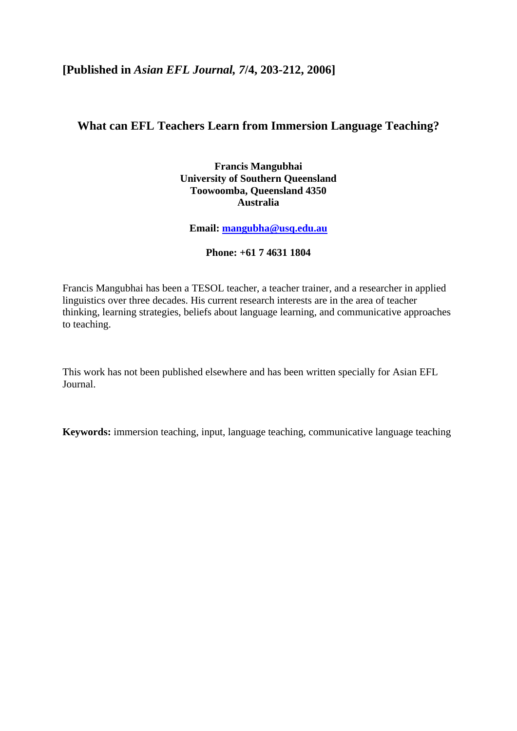**[Published in *Asian EFL Journal, 7*/4, 203-212, 2006]**

# What can EFL Teachers Learn from Immersion Language Teaching?

**Francis Mangubhai**
**University of Southern Queensland**
**Toowoomba, Queensland 4350**
**Australia**

**Email: mangubha@usq.edu.au**

**Phone: +61 7 4631 1804**

Francis Mangubhai has been a TESOL teacher, a teacher trainer, and a researcher in applied linguistics over three decades. His current research interests are in the area of teacher thinking, learning strategies, beliefs about language learning, and communicative approaches to teaching.

This work has not been published elsewhere and has been written specially for Asian EFL Journal.

**Keywords:** immersion teaching, input, language teaching, communicative language teaching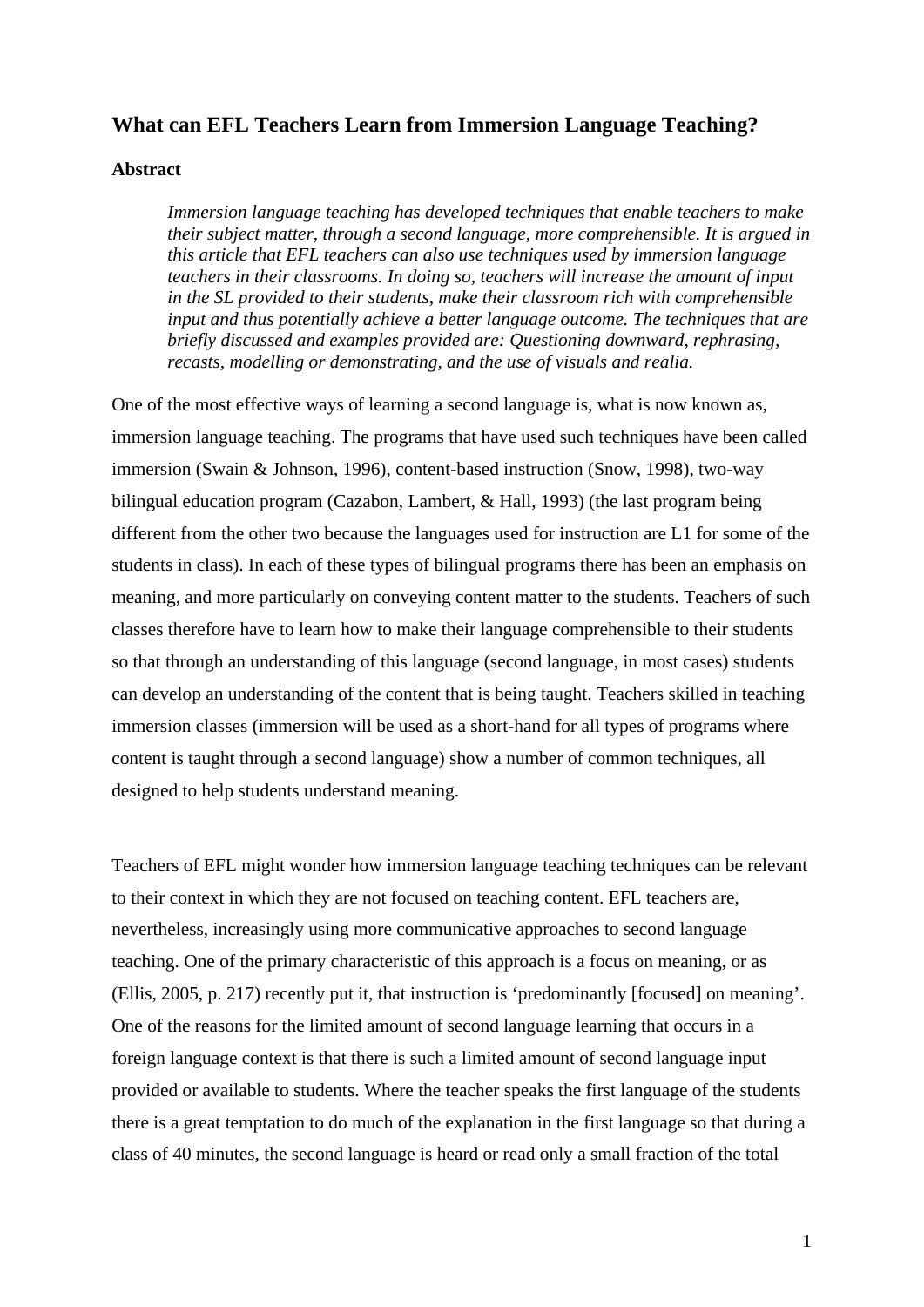## What can EFL Teachers Learn from Immersion Language Teaching?

### Abstract

> *Immersion language teaching has developed techniques that enable teachers to make their subject matter, through a second language, more comprehensible. It is argued in this article that EFL teachers can also use techniques used by immersion language teachers in their classrooms. In doing so, teachers will increase the amount of input in the SL provided to their students, make their classroom rich with comprehensible input and thus potentially achieve a better language outcome. The techniques that are briefly discussed and examples provided are: Questioning downward, rephrasing, recasts, modelling or demonstrating, and the use of visuals and realia.*

One of the most effective ways of learning a second language is, what is now known as, immersion language teaching. The programs that have used such techniques have been called immersion (Swain & Johnson, 1996), content-based instruction (Snow, 1998), two-way bilingual education program (Cazabon, Lambert, & Hall, 1993) (the last program being different from the other two because the languages used for instruction are L1 for some of the students in class). In each of these types of bilingual programs there has been an emphasis on meaning, and more particularly on conveying content matter to the students. Teachers of such classes therefore have to learn how to make their language comprehensible to their students so that through an understanding of this language (second language, in most cases) students can develop an understanding of the content that is being taught. Teachers skilled in teaching immersion classes (immersion will be used as a short-hand for all types of programs where content is taught through a second language) show a number of common techniques, all designed to help students understand meaning.

Teachers of EFL might wonder how immersion language teaching techniques can be relevant to their context in which they are not focused on teaching content. EFL teachers are, nevertheless, increasingly using more communicative approaches to second language teaching. One of the primary characteristic of this approach is a focus on meaning, or as (Ellis, 2005, p. 217) recently put it, that instruction is 'predominantly [focused] on meaning'. One of the reasons for the limited amount of second language learning that occurs in a foreign language context is that there is such a limited amount of second language input provided or available to students. Where the teacher speaks the first language of the students there is a great temptation to do much of the explanation in the first language so that during a class of 40 minutes, the second language is heard or read only a small fraction of the total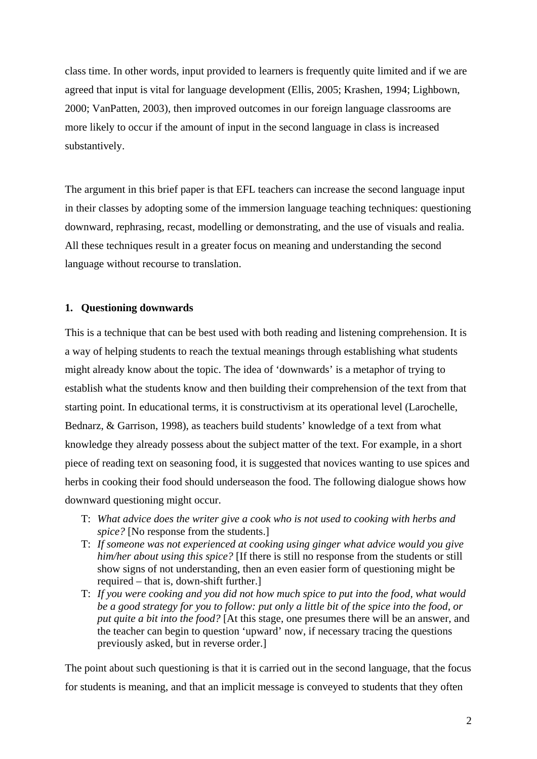class time. In other words, input provided to learners is frequently quite limited and if we are agreed that input is vital for language development (Ellis, 2005; Krashen, 1994; Lighbown, 2000; VanPatten, 2003), then improved outcomes in our foreign language classrooms are more likely to occur if the amount of input in the second language in class is increased substantively.

The argument in this brief paper is that EFL teachers can increase the second language input in their classes by adopting some of the immersion language teaching techniques: questioning downward, rephrasing, recast, modelling or demonstrating, and the use of visuals and realia. All these techniques result in a greater focus on meaning and understanding the second language without recourse to translation.

## 1. Questioning downwards

This is a technique that can be best used with both reading and listening comprehension. It is a way of helping students to reach the textual meanings through establishing what students might already know about the topic. The idea of 'downwards' is a metaphor of trying to establish what the students know and then building their comprehension of the text from that starting point. In educational terms, it is constructivism at its operational level (Larochelle, Bednarz, & Garrison, 1998), as teachers build students' knowledge of a text from what knowledge they already possess about the subject matter of the text. For example, in a short piece of reading text on seasoning food, it is suggested that novices wanting to use spices and herbs in cooking their food should underseason the food. The following dialogue shows how downward questioning might occur.

T: *What advice does the writer give a cook who is not used to cooking with herbs and spice?* [No response from the students.]

T: *If someone was not experienced at cooking using ginger what advice would you give him/her about using this spice?* [If there is still no response from the students or still show signs of not understanding, then an even easier form of questioning might be required – that is, down-shift further.]

T: *If you were cooking and you did not how much spice to put into the food, what would be a good strategy for you to follow: put only a little bit of the spice into the food, or put quite a bit into the food?* [At this stage, one presumes there will be an answer, and the teacher can begin to question 'upward' now, if necessary tracing the questions previously asked, but in reverse order.]

The point about such questioning is that it is carried out in the second language, that the focus for students is meaning, and that an implicit message is conveyed to students that they often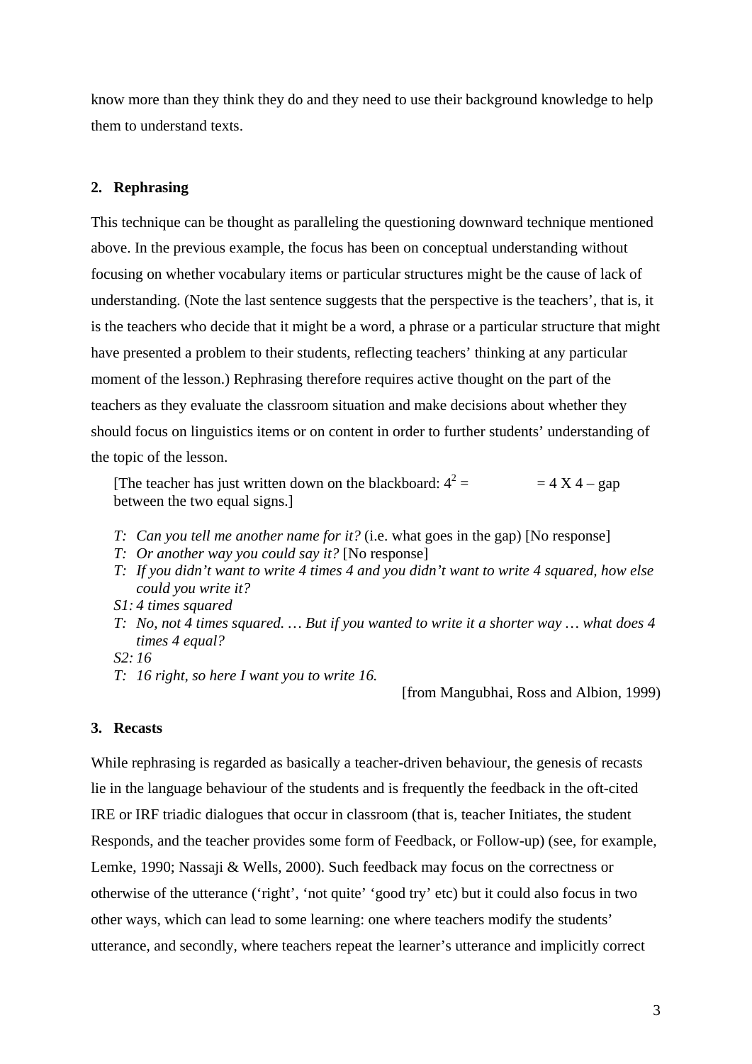know more than they think they do and they need to use their background knowledge to help them to understand texts.

## 2. Rephrasing

This technique can be thought as paralleling the questioning downward technique mentioned above. In the previous example, the focus has been on conceptual understanding without focusing on whether vocabulary items or particular structures might be the cause of lack of understanding. (Note the last sentence suggests that the perspective is the teachers', that is, it is the teachers who decide that it might be a word, a phrase or a particular structure that might have presented a problem to their students, reflecting teachers' thinking at any particular moment of the lesson.) Rephrasing therefore requires active thought on the part of the teachers as they evaluate the classroom situation and make decisions about whether they should focus on linguistics items or on content in order to further students' understanding of the topic of the lesson.

> [The teacher has just written down on the blackboard: $4^2 = \qquad = 4 \text{ X } 4$ – gap between the two equal signs.]
>
> T: *Can you tell me another name for it?* (i.e. what goes in the gap) [No response]
> T: *Or another way you could say it?* [No response]
> T: *If you didn't want to write 4 times 4 and you didn't want to write 4 squared, how else could you write it?*
> S1: *4 times squared*
> T: *No, not 4 times squared. … But if you wanted to write it a shorter way … what does 4 times 4 equal?*
> S2: *16*
> T: *16 right, so here I want you to write 16.*
>
> [from Mangubhai, Ross and Albion, 1999)

## 3. Recasts

While rephrasing is regarded as basically a teacher-driven behaviour, the genesis of recasts lie in the language behaviour of the students and is frequently the feedback in the oft-cited IRE or IRF triadic dialogues that occur in classroom (that is, teacher Initiates, the student Responds, and the teacher provides some form of Feedback, or Follow-up) (see, for example, Lemke, 1990; Nassaji & Wells, 2000). Such feedback may focus on the correctness or otherwise of the utterance ('right', 'not quite' 'good try' etc) but it could also focus in two other ways, which can lead to some learning: one where teachers modify the students' utterance, and secondly, where teachers repeat the learner's utterance and implicitly correct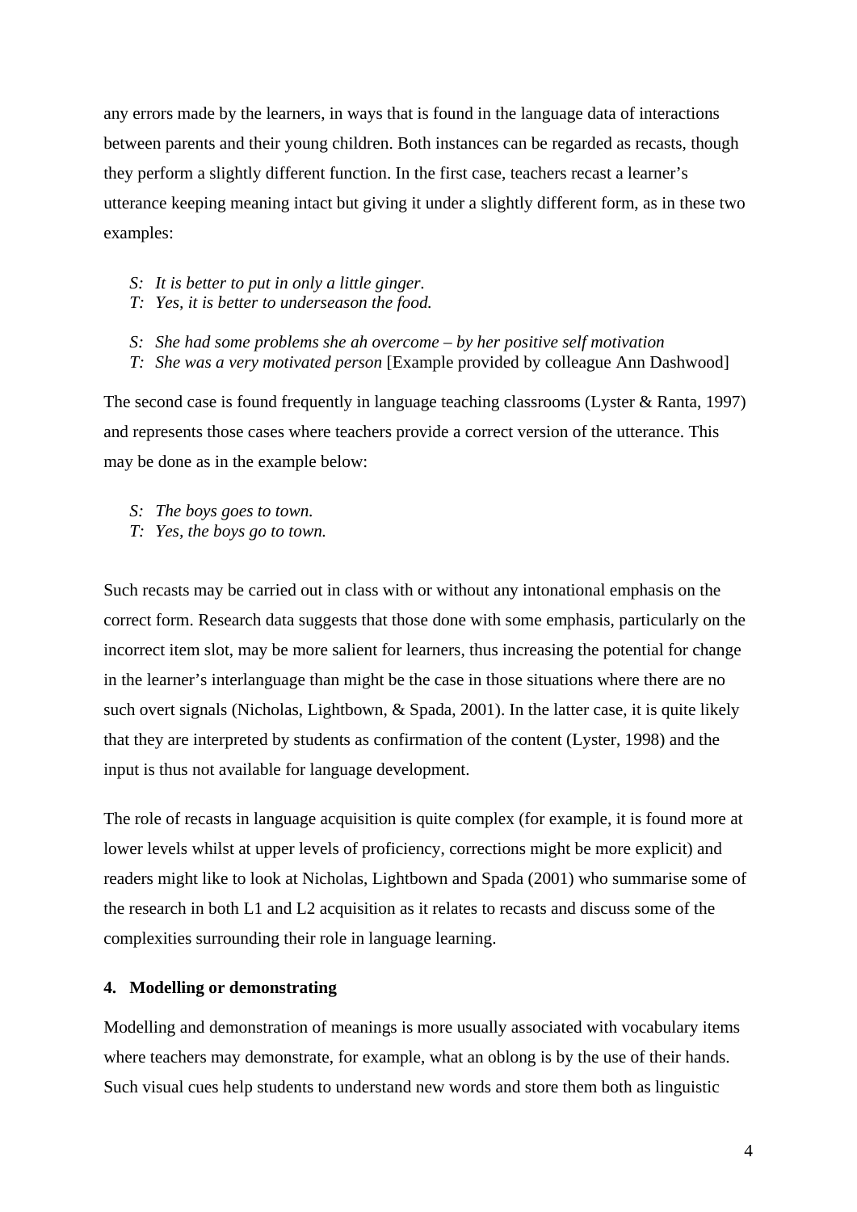any errors made by the learners, in ways that is found in the language data of interactions between parents and their young children. Both instances can be regarded as recasts, though they perform a slightly different function. In the first case, teachers recast a learner's utterance keeping meaning intact but giving it under a slightly different form, as in these two examples:

S: *It is better to put in only a little ginger.*
T: *Yes, it is better to underseason the food.*

S: *She had some problems she ah overcome – by her positive self motivation*
T: *She was a very motivated person* [Example provided by colleague Ann Dashwood]

The second case is found frequently in language teaching classrooms (Lyster & Ranta, 1997) and represents those cases where teachers provide a correct version of the utterance. This may be done as in the example below:

S: *The boys goes to town.*
T: *Yes, the boys go to town.*

Such recasts may be carried out in class with or without any intonational emphasis on the correct form. Research data suggests that those done with some emphasis, particularly on the incorrect item slot, may be more salient for learners, thus increasing the potential for change in the learner's interlanguage than might be the case in those situations where there are no such overt signals (Nicholas, Lightbown, & Spada, 2001). In the latter case, it is quite likely that they are interpreted by students as confirmation of the content (Lyster, 1998) and the input is thus not available for language development.

The role of recasts in language acquisition is quite complex (for example, it is found more at lower levels whilst at upper levels of proficiency, corrections might be more explicit) and readers might like to look at Nicholas, Lightbown and Spada (2001) who summarise some of the research in both L1 and L2 acquisition as it relates to recasts and discuss some of the complexities surrounding their role in language learning.

#### 4. Modelling or demonstrating

Modelling and demonstration of meanings is more usually associated with vocabulary items where teachers may demonstrate, for example, what an oblong is by the use of their hands. Such visual cues help students to understand new words and store them both as linguistic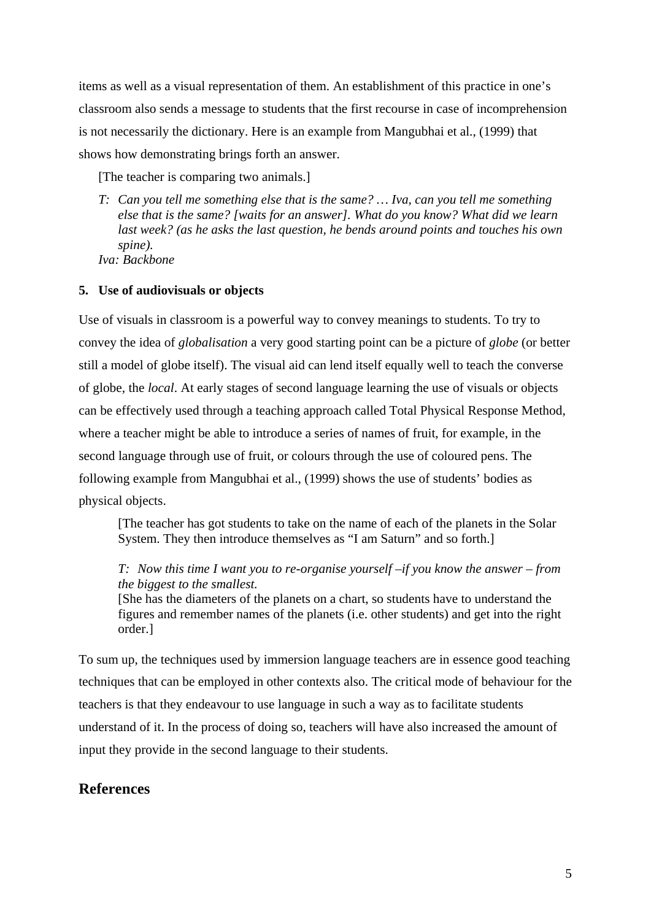items as well as a visual representation of them. An establishment of this practice in one's classroom also sends a message to students that the first recourse in case of incomprehension is not necessarily the dictionary. Here is an example from Mangubhai et al., (1999) that shows how demonstrating brings forth an answer.

> [The teacher is comparing two animals.]
>
> *T: Can you tell me something else that is the same? … Iva, can you tell me something else that is the same? [waits for an answer]. What do you know? What did we learn last week? (as he asks the last question, he bends around points and touches his own spine).*
> *Iva: Backbone*

**5. Use of audiovisuals or objects**

Use of visuals in classroom is a powerful way to convey meanings to students. To try to convey the idea of *globalisation* a very good starting point can be a picture of *globe* (or better still a model of globe itself). The visual aid can lend itself equally well to teach the converse of globe, the *local*. At early stages of second language learning the use of visuals or objects can be effectively used through a teaching approach called Total Physical Response Method, where a teacher might be able to introduce a series of names of fruit, for example, in the second language through use of fruit, or colours through the use of coloured pens. The following example from Mangubhai et al., (1999) shows the use of students' bodies as physical objects.

> [The teacher has got students to take on the name of each of the planets in the Solar System. They then introduce themselves as "I am Saturn" and so forth.]
>
> *T: Now this time I want you to re-organise yourself –if you know the answer – from the biggest to the smallest.*
> [She has the diameters of the planets on a chart, so students have to understand the figures and remember names of the planets (i.e. other students) and get into the right order.]

To sum up, the techniques used by immersion language teachers are in essence good teaching techniques that can be employed in other contexts also. The critical mode of behaviour for the teachers is that they endeavour to use language in such a way as to facilitate students understand of it. In the process of doing so, teachers will have also increased the amount of input they provide in the second language to their students.

## References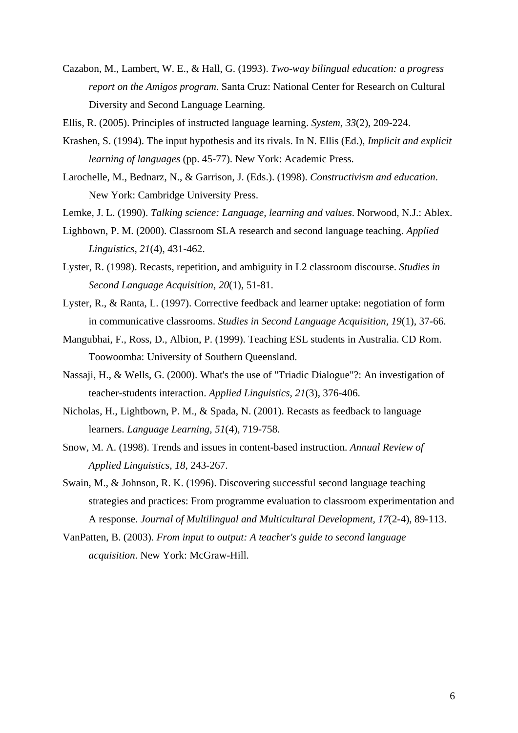Cazabon, M., Lambert, W. E., & Hall, G. (1993). *Two-way bilingual education: a progress report on the Amigos program*. Santa Cruz: National Center for Research on Cultural Diversity and Second Language Learning.

Ellis, R. (2005). Principles of instructed language learning. *System, 33*(2), 209-224.

Krashen, S. (1994). The input hypothesis and its rivals. In N. Ellis (Ed.), *Implicit and explicit learning of languages* (pp. 45-77). New York: Academic Press.

Larochelle, M., Bednarz, N., & Garrison, J. (Eds.). (1998). *Constructivism and education*. New York: Cambridge University Press.

Lemke, J. L. (1990). *Talking science: Language, learning and values*. Norwood, N.J.: Ablex.

Lighbown, P. M. (2000). Classroom SLA research and second language teaching. *Applied Linguistics, 21*(4), 431-462.

Lyster, R. (1998). Recasts, repetition, and ambiguity in L2 classroom discourse. *Studies in Second Language Acquisition, 20*(1), 51-81.

Lyster, R., & Ranta, L. (1997). Corrective feedback and learner uptake: negotiation of form in communicative classrooms. *Studies in Second Language Acquisition, 19*(1), 37-66.

Mangubhai, F., Ross, D., Albion, P. (1999). Teaching ESL students in Australia. CD Rom. Toowoomba: University of Southern Queensland.

Nassaji, H., & Wells, G. (2000). What's the use of "Triadic Dialogue"?: An investigation of teacher-students interaction. *Applied Linguistics, 21*(3), 376-406.

Nicholas, H., Lightbown, P. M., & Spada, N. (2001). Recasts as feedback to language learners. *Language Learning, 51*(4), 719-758.

Snow, M. A. (1998). Trends and issues in content-based instruction. *Annual Review of Applied Linguistics, 18*, 243-267.

Swain, M., & Johnson, R. K. (1996). Discovering successful second language teaching strategies and practices: From programme evaluation to classroom experimentation and A response. *Journal of Multilingual and Multicultural Development, 17*(2-4), 89-113.

VanPatten, B. (2003). *From input to output: A teacher's guide to second language acquisition*. New York: McGraw-Hill.